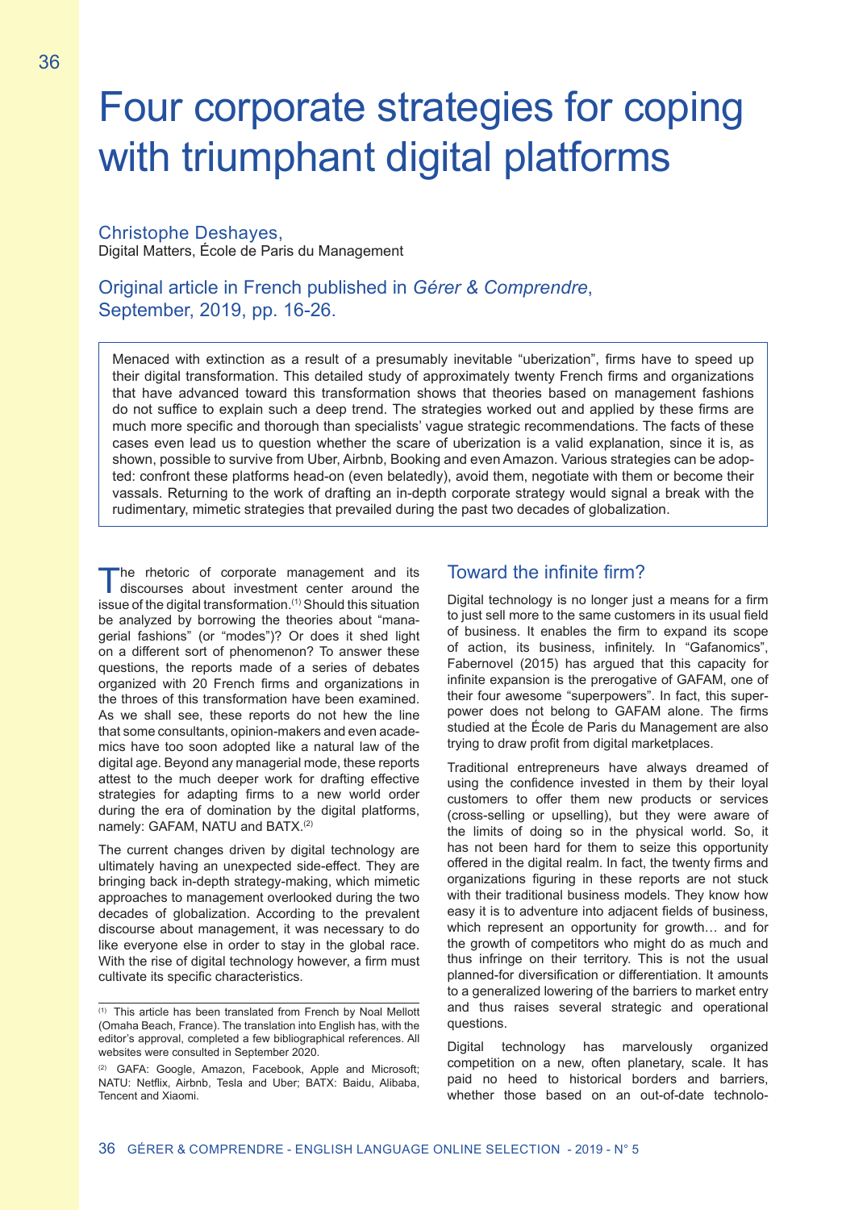# Four corporate strategies for coping with triumphant digital platforms

Christophe Deshayes,
Digital Matters, École de Paris du Management

Original article in French published in *Gérer & Comprendre*, September, 2019, pp. 16-26.

Menaced with extinction as a result of a presumably inevitable "uberization", firms have to speed up their digital transformation. This detailed study of approximately twenty French firms and organizations that have advanced toward this transformation shows that theories based on management fashions do not suffice to explain such a deep trend. The strategies worked out and applied by these firms are much more specific and thorough than specialists' vague strategic recommendations. The facts of these cases even lead us to question whether the scare of uberization is a valid explanation, since it is, as shown, possible to survive from Uber, Airbnb, Booking and even Amazon. Various strategies can be adopted: confront these platforms head-on (even belatedly), avoid them, negotiate with them or become their vassals. Returning to the work of drafting an in-depth corporate strategy would signal a break with the rudimentary, mimetic strategies that prevailed during the past two decades of globalization.

The rhetoric of corporate management and its discourses about investment center around the issue of the digital transformation.[1] Should this situation be analyzed by borrowing the theories about "managerial fashions" (or "modes")? Or does it shed light on a different sort of phenomenon? To answer these questions, the reports made of a series of debates organized with 20 French firms and organizations in the throes of this transformation have been examined. As we shall see, these reports do not hew the line that some consultants, opinion-makers and even academics have too soon adopted like a natural law of the digital age. Beyond any managerial mode, these reports attest to the much deeper work for drafting effective strategies for adapting firms to a new world order during the era of domination by the digital platforms, namely: GAFAM, NATU and BATX.[2]

The current changes driven by digital technology are ultimately having an unexpected side-effect. They are bringing back in-depth strategy-making, which mimetic approaches to management overlooked during the two decades of globalization. According to the prevalent discourse about management, it was necessary to do like everyone else in order to stay in the global race. With the rise of digital technology however, a firm must cultivate its specific characteristics.

## Toward the infinite firm?

Digital technology is no longer just a means for a firm to just sell more to the same customers in its usual field of business. It enables the firm to expand its scope of action, its business, infinitely. In "Gafanomics", Fabernovel (2015) has argued that this capacity for infinite expansion is the prerogative of GAFAM, one of their four awesome "superpowers". In fact, this superpower does not belong to GAFAM alone. The firms studied at the École de Paris du Management are also trying to draw profit from digital marketplaces.

Traditional entrepreneurs have always dreamed of using the confidence invested in them by their loyal customers to offer them new products or services (cross-selling or upselling), but they were aware of the limits of doing so in the physical world. So, it has not been hard for them to seize this opportunity offered in the digital realm. In fact, the twenty firms and organizations figuring in these reports are not stuck with their traditional business models. They know how easy it is to adventure into adjacent fields of business, which represent an opportunity for growth… and for the growth of competitors who might do as much and thus infringe on their territory. This is not the usual planned-for diversification or differentiation. It amounts to a generalized lowering of the barriers to market entry and thus raises several strategic and operational questions.

Digital technology has marvelously organized competition on a new, often planetary, scale. It has paid no heed to historical borders and barriers, whether those based on an out-of-date technolo-

[1] This article has been translated from French by Noal Mellott (Omaha Beach, France). The translation into English has, with the editor's approval, completed a few bibliographical references. All websites were consulted in September 2020.

[2] GAFA: Google, Amazon, Facebook, Apple and Microsoft; NATU: Netflix, Airbnb, Tesla and Uber; BATX: Baidu, Alibaba, Tencent and Xiaomi.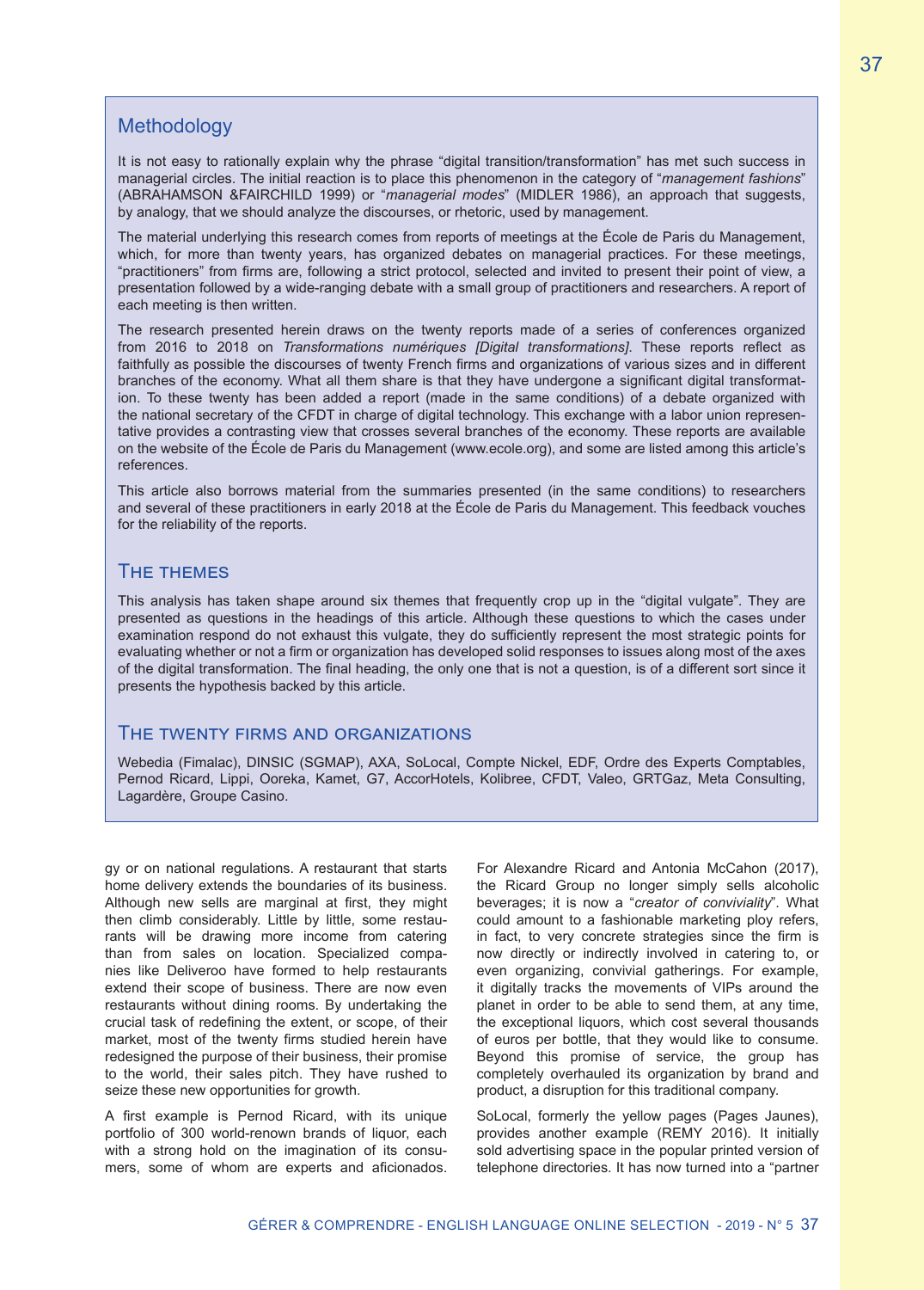## Methodology

It is not easy to rationally explain why the phrase "digital transition/transformation" has met such success in managerial circles. The initial reaction is to place this phenomenon in the category of "*management fashions*" (ABRAHAMSON &FAIRCHILD 1999) or "*managerial modes*" (MIDLER 1986), an approach that suggests, by analogy, that we should analyze the discourses, or rhetoric, used by management.

The material underlying this research comes from reports of meetings at the École de Paris du Management, which, for more than twenty years, has organized debates on managerial practices. For these meetings, "practitioners" from firms are, following a strict protocol, selected and invited to present their point of view, a presentation followed by a wide-ranging debate with a small group of practitioners and researchers. A report of each meeting is then written.

The research presented herein draws on the twenty reports made of a series of conferences organized from 2016 to 2018 on *Transformations numériques [Digital transformations]*. These reports reflect as faithfully as possible the discourses of twenty French firms and organizations of various sizes and in different branches of the economy. What all them share is that they have undergone a significant digital transformation. To these twenty has been added a report (made in the same conditions) of a debate organized with the national secretary of the CFDT in charge of digital technology. This exchange with a labor union representative provides a contrasting view that crosses several branches of the economy. These reports are available on the website of the École de Paris du Management (www.ecole.org), and some are listed among this article's references.

This article also borrows material from the summaries presented (in the same conditions) to researchers and several of these practitioners in early 2018 at the École de Paris du Management. This feedback vouches for the reliability of the reports.

### The themes

This analysis has taken shape around six themes that frequently crop up in the "digital vulgate". They are presented as questions in the headings of this article. Although these questions to which the cases under examination respond do not exhaust this vulgate, they do sufficiently represent the most strategic points for evaluating whether or not a firm or organization has developed solid responses to issues along most of the axes of the digital transformation. The final heading, the only one that is not a question, is of a different sort since it presents the hypothesis backed by this article.

### The twenty firms and organizations

Webedia (Fimalac), DINSIC (SGMAP), AXA, SoLocal, Compte Nickel, EDF, Ordre des Experts Comptables, Pernod Ricard, Lippi, Ooreka, Kamet, G7, AccorHotels, Kolibree, CFDT, Valeo, GRTGaz, Meta Consulting, Lagardère, Groupe Casino.

---

gy or on national regulations. A restaurant that starts home delivery extends the boundaries of its business. Although new sells are marginal at first, they might then climb considerably. Little by little, some restaurants will be drawing more income from catering than from sales on location. Specialized companies like Deliveroo have formed to help restaurants extend their scope of business. There are now even restaurants without dining rooms. By undertaking the crucial task of redefining the extent, or scope, of their market, most of the twenty firms studied herein have redesigned the purpose of their business, their promise to the world, their sales pitch. They have rushed to seize these new opportunities for growth.

A first example is Pernod Ricard, with its unique portfolio of 300 world-renown brands of liquor, each with a strong hold on the imagination of its consumers, some of whom are experts and aficionados. For Alexandre Ricard and Antonia McCahon (2017), the Ricard Group no longer simply sells alcoholic beverages; it is now a "*creator of conviviality*". What could amount to a fashionable marketing ploy refers, in fact, to very concrete strategies since the firm is now directly or indirectly involved in catering to, or even organizing, convivial gatherings. For example, it digitally tracks the movements of VIPs around the planet in order to be able to send them, at any time, the exceptional liquors, which cost several thousands of euros per bottle, that they would like to consume. Beyond this promise of service, the group has completely overhauled its organization by brand and product, a disruption for this traditional company.

SoLocal, formerly the yellow pages (Pages Jaunes), provides another example (REMY 2016). It initially sold advertising space in the popular printed version of telephone directories. It has now turned into a "partner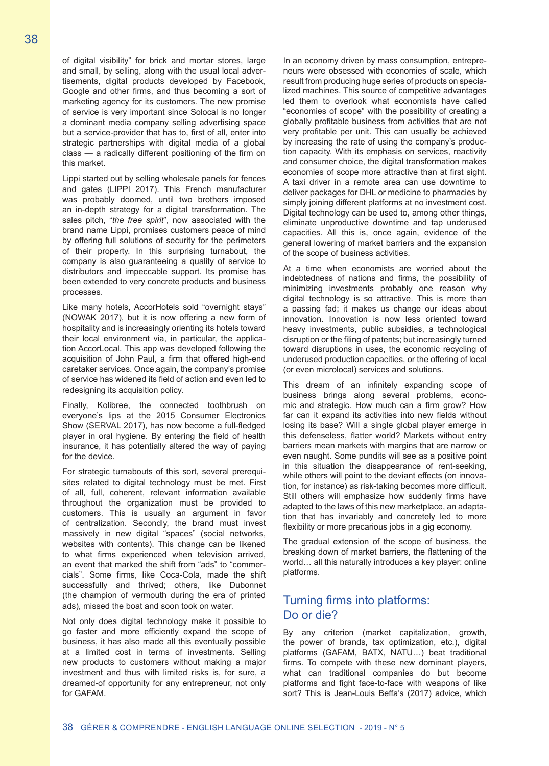of digital visibility" for brick and mortar stores, large and small, by selling, along with the usual local advertisements, digital products developed by Facebook, Google and other firms, and thus becoming a sort of marketing agency for its customers. The new promise of service is very important since Solocal is no longer a dominant media company selling advertising space but a service-provider that has to, first of all, enter into strategic partnerships with digital media of a global class — a radically different positioning of the firm on this market.

Lippi started out by selling wholesale panels for fences and gates (LIPPI 2017). This French manufacturer was probably doomed, until two brothers imposed an in-depth strategy for a digital transformation. The sales pitch, "*the free spirit*", now associated with the brand name Lippi, promises customers peace of mind by offering full solutions of security for the perimeters of their property. In this surprising turnabout, the company is also guaranteeing a quality of service to distributors and impeccable support. Its promise has been extended to very concrete products and business processes.

Like many hotels, AccorHotels sold "overnight stays" (NOWAK 2017), but it is now offering a new form of hospitality and is increasingly orienting its hotels toward their local environment via, in particular, the application AccorLocal. This app was developed following the acquisition of John Paul, a firm that offered high-end caretaker services. Once again, the company's promise of service has widened its field of action and even led to redesigning its acquisition policy.

Finally, Kolibree, the connected toothbrush on everyone's lips at the 2015 Consumer Electronics Show (SERVAL 2017), has now become a full-fledged player in oral hygiene. By entering the field of health insurance, it has potentially altered the way of paying for the device.

For strategic turnabouts of this sort, several prerequisites related to digital technology must be met. First of all, full, coherent, relevant information available throughout the organization must be provided to customers. This is usually an argument in favor of centralization. Secondly, the brand must invest massively in new digital "spaces" (social networks, websites with contents). This change can be likened to what firms experienced when television arrived, an event that marked the shift from "ads" to "commercials". Some firms, like Coca-Cola, made the shift successfully and thrived; others, like Dubonnet (the champion of vermouth during the era of printed ads), missed the boat and soon took on water.

Not only does digital technology make it possible to go faster and more efficiently expand the scope of business, it has also made all this eventually possible at a limited cost in terms of investments. Selling new products to customers without making a major investment and thus with limited risks is, for sure, a dreamed-of opportunity for any entrepreneur, not only for GAFAM.

In an economy driven by mass consumption, entrepreneurs were obsessed with economies of scale, which result from producing huge series of products on specialized machines. This source of competitive advantages led them to overlook what economists have called "economies of scope" with the possibility of creating a globally profitable business from activities that are not very profitable per unit. This can usually be achieved by increasing the rate of using the company's production capacity. With its emphasis on services, reactivity and consumer choice, the digital transformation makes economies of scope more attractive than at first sight. A taxi driver in a remote area can use downtime to deliver packages for DHL or medicine to pharmacies by simply joining different platforms at no investment cost. Digital technology can be used to, among other things, eliminate unproductive downtime and tap underused capacities. All this is, once again, evidence of the general lowering of market barriers and the expansion of the scope of business activities.

At a time when economists are worried about the indebtedness of nations and firms, the possibility of minimizing investments probably one reason why digital technology is so attractive. This is more than a passing fad; it makes us change our ideas about innovation. Innovation is now less oriented toward heavy investments, public subsidies, a technological disruption or the filing of patents; but increasingly turned toward disruptions in uses, the economic recycling of underused production capacities, or the offering of local (or even microlocal) services and solutions.

This dream of an infinitely expanding scope of business brings along several problems, economic and strategic. How much can a firm grow? How far can it expand its activities into new fields without losing its base? Will a single global player emerge in this defenseless, flatter world? Markets without entry barriers mean markets with margins that are narrow or even naught. Some pundits will see as a positive point in this situation the disappearance of rent-seeking, while others will point to the deviant effects (on innovation, for instance) as risk-taking becomes more difficult. Still others will emphasize how suddenly firms have adapted to the laws of this new marketplace, an adaptation that has invariably and concretely led to more flexibility or more precarious jobs in a gig economy.

The gradual extension of the scope of business, the breaking down of market barriers, the flattening of the world… all this naturally introduces a key player: online platforms.

## Turning firms into platforms: Do or die?

By any criterion (market capitalization, growth, the power of brands, tax optimization, etc.), digital platforms (GAFAM, BATX, NATU…) beat traditional firms. To compete with these new dominant players, what can traditional companies do but become platforms and fight face-to-face with weapons of like sort? This is Jean-Louis Beffa's (2017) advice, which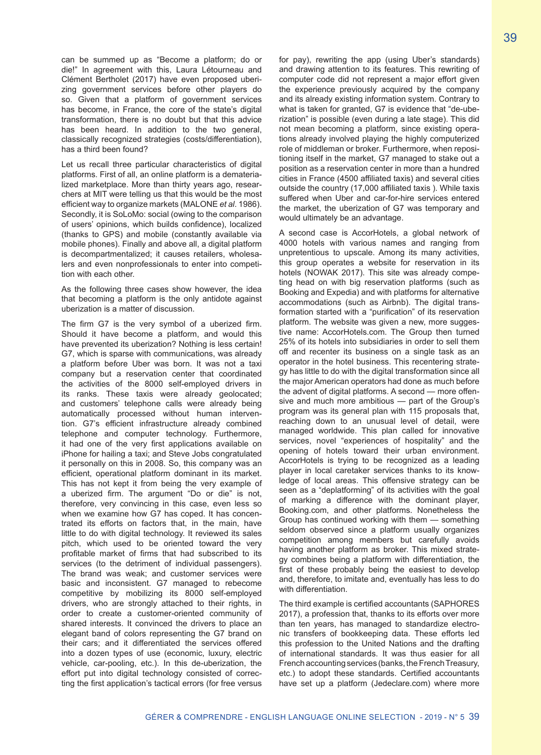can be summed up as "Become a platform; do or die!" In agreement with this, Laura Létourneau and Clément Bertholet (2017) have even proposed uberizing government services before other players do so. Given that a platform of government services has become, in France, the core of the state's digital transformation, there is no doubt but that this advice has been heard. In addition to the two general, classically recognized strategies (costs/differentiation), has a third been found?

Let us recall three particular characteristics of digital platforms. First of all, an online platform is a dematerialized marketplace. More than thirty years ago, researchers at MIT were telling us that this would be the most efficient way to organize markets (MALONE *et al*. 1986). Secondly, it is SoLoMo: social (owing to the comparison of users' opinions, which builds confidence), localized (thanks to GPS) and mobile (constantly available via mobile phones). Finally and above all, a digital platform is decompartmentalized; it causes retailers, wholesalers and even nonprofessionals to enter into competition with each other.

As the following three cases show however, the idea that becoming a platform is the only antidote against uberization is a matter of discussion.

The firm G7 is the very symbol of a uberized firm. Should it have become a platform, and would this have prevented its uberization? Nothing is less certain! G7, which is sparse with communications, was already a platform before Uber was born. It was not a taxi company but a reservation center that coordinated the activities of the 8000 self-employed drivers in its ranks. These taxis were already geolocated; and customers' telephone calls were already being automatically processed without human intervention. G7's efficient infrastructure already combined telephone and computer technology. Furthermore, it had one of the very first applications available on iPhone for hailing a taxi; and Steve Jobs congratulated it personally on this in 2008. So, this company was an efficient, operational platform dominant in its market. This has not kept it from being the very example of a uberized firm. The argument "Do or die" is not, therefore, very convincing in this case, even less so when we examine how G7 has coped. It has concentrated its efforts on factors that, in the main, have little to do with digital technology. It reviewed its sales pitch, which used to be oriented toward the very profitable market of firms that had subscribed to its services (to the detriment of individual passengers). The brand was weak; and customer services were basic and inconsistent. G7 managed to rebecome competitive by mobilizing its 8000 self-employed drivers, who are strongly attached to their rights, in order to create a customer-oriented community of shared interests. It convinced the drivers to place an elegant band of colors representing the G7 brand on their cars; and it differentiated the services offered into a dozen types of use (economic, luxury, electric vehicle, car-pooling, etc.). In this de-uberization, the effort put into digital technology consisted of correcting the first application's tactical errors (for free versus for pay), rewriting the app (using Uber's standards) and drawing attention to its features. This rewriting of computer code did not represent a major effort given the experience previously acquired by the company and its already existing information system. Contrary to what is taken for granted, G7 is evidence that "de-uberization" is possible (even during a late stage). This did not mean becoming a platform, since existing operations already involved playing the highly computerized role of middleman or broker. Furthermore, when repositioning itself in the market, G7 managed to stake out a position as a reservation center in more than a hundred cities in France (4500 affiliated taxis) and several cities outside the country (17,000 affiliated taxis ). While taxis suffered when Uber and car-for-hire services entered the market, the uberization of G7 was temporary and would ultimately be an advantage.

A second case is AccorHotels, a global network of 4000 hotels with various names and ranging from unpretentious to upscale. Among its many activities, this group operates a website for reservation in its hotels (NOWAK 2017). This site was already competing head on with big reservation platforms (such as Booking and Expedia) and with platforms for alternative accommodations (such as Airbnb). The digital transformation started with a "purification" of its reservation platform. The website was given a new, more suggestive name: AccorHotels.com. The Group then turned 25% of its hotels into subsidiaries in order to sell them off and recenter its business on a single task as an operator in the hotel business. This recentering strategy has little to do with the digital transformation since all the major American operators had done as much before the advent of digital platforms. A second — more offensive and much more ambitious — part of the Group's program was its general plan with 115 proposals that, reaching down to an unusual level of detail, were managed worldwide. This plan called for innovative services, novel "experiences of hospitality" and the opening of hotels toward their urban environment. AccorHotels is trying to be recognized as a leading player in local caretaker services thanks to its knowledge of local areas. This offensive strategy can be seen as a "deplatforming" of its activities with the goal of marking a difference with the dominant player, Booking.com, and other platforms. Nonetheless the Group has continued working with them — something seldom observed since a platform usually organizes competition among members but carefully avoids having another platform as broker. This mixed strategy combines being a platform with differentiation, the first of these probably being the easiest to develop and, therefore, to imitate and, eventually has less to do with differentiation.

The third example is certified accountants (SAPHORES 2017), a profession that, thanks to its efforts over more than ten years, has managed to standardize electronic transfers of bookkeeping data. These efforts led this profession to the United Nations and the drafting of international standards. It was thus easier for all French accounting services (banks, the French Treasury, etc.) to adopt these standards. Certified accountants have set up a platform (Jedeclare.com) where more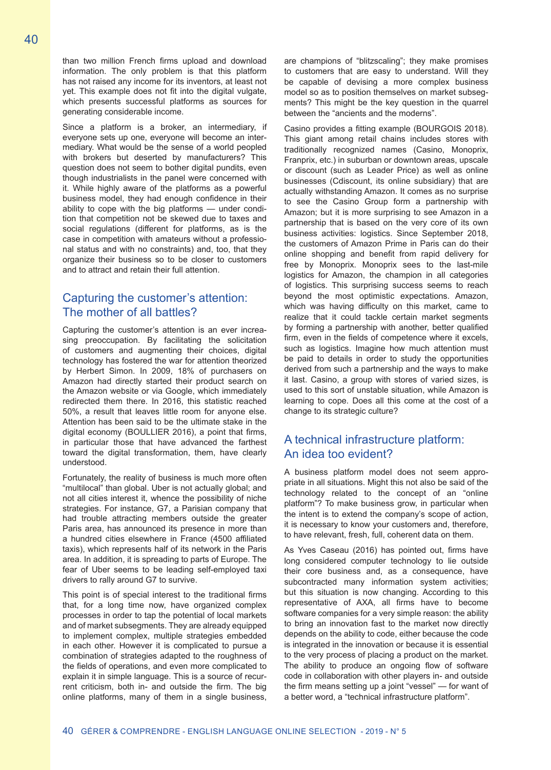than two million French firms upload and download information. The only problem is that this platform has not raised any income for its inventors, at least not yet. This example does not fit into the digital vulgate, which presents successful platforms as sources for generating considerable income.

Since a platform is a broker, an intermediary, if everyone sets up one, everyone will become an intermediary. What would be the sense of a world peopled with brokers but deserted by manufacturers? This question does not seem to bother digital pundits, even though industrialists in the panel were concerned with it. While highly aware of the platforms as a powerful business model, they had enough confidence in their ability to cope with the big platforms — under condition that competition not be skewed due to taxes and social regulations (different for platforms, as is the case in competition with amateurs without a professional status and with no constraints) and, too, that they organize their business so to be closer to customers and to attract and retain their full attention.

## Capturing the customer's attention: The mother of all battles?

Capturing the customer's attention is an ever increasing preoccupation. By facilitating the solicitation of customers and augmenting their choices, digital technology has fostered the war for attention theorized by Herbert Simon. In 2009, 18% of purchasers on Amazon had directly started their product search on the Amazon website or via Google, which immediately redirected them there. In 2016, this statistic reached 50%, a result that leaves little room for anyone else. Attention has been said to be the ultimate stake in the digital economy (BOULLIER 2016), a point that firms, in particular those that have advanced the farthest toward the digital transformation, them, have clearly understood.

Fortunately, the reality of business is much more often "multilocal" than global. Uber is not actually global; and not all cities interest it, whence the possibility of niche strategies. For instance, G7, a Parisian company that had trouble attracting members outside the greater Paris area, has announced its presence in more than a hundred cities elsewhere in France (4500 affiliated taxis), which represents half of its network in the Paris area. In addition, it is spreading to parts of Europe. The fear of Uber seems to be leading self-employed taxi drivers to rally around G7 to survive.

This point is of special interest to the traditional firms that, for a long time now, have organized complex processes in order to tap the potential of local markets and of market subsegments. They are already equipped to implement complex, multiple strategies embedded in each other. However it is complicated to pursue a combination of strategies adapted to the roughness of the fields of operations, and even more complicated to explain it in simple language. This is a source of recurrent criticism, both in- and outside the firm. The big online platforms, many of them in a single business, are champions of "blitzscaling"; they make promises to customers that are easy to understand. Will they be capable of devising a more complex business model so as to position themselves on market subsegments? This might be the key question in the quarrel between the "ancients and the moderns".

Casino provides a fitting example (BOURGOIS 2018). This giant among retail chains includes stores with traditionally recognized names (Casino, Monoprix, Franprix, etc.) in suburban or downtown areas, upscale or discount (such as Leader Price) as well as online businesses (Cdiscount, its online subsidiary) that are actually withstanding Amazon. It comes as no surprise to see the Casino Group form a partnership with Amazon; but it is more surprising to see Amazon in a partnership that is based on the very core of its own business activities: logistics. Since September 2018, the customers of Amazon Prime in Paris can do their online shopping and benefit from rapid delivery for free by Monoprix. Monoprix sees to the last-mile logistics for Amazon, the champion in all categories of logistics. This surprising success seems to reach beyond the most optimistic expectations. Amazon, which was having difficulty on this market, came to realize that it could tackle certain market segments by forming a partnership with another, better qualified firm, even in the fields of competence where it excels, such as logistics. Imagine how much attention must be paid to details in order to study the opportunities derived from such a partnership and the ways to make it last. Casino, a group with stores of varied sizes, is used to this sort of unstable situation, while Amazon is learning to cope. Does all this come at the cost of a change to its strategic culture?

## A technical infrastructure platform: An idea too evident?

A business platform model does not seem appropriate in all situations. Might this not also be said of the technology related to the concept of an "online platform"? To make business grow, in particular when the intent is to extend the company's scope of action, it is necessary to know your customers and, therefore, to have relevant, fresh, full, coherent data on them.

As Yves Caseau (2016) has pointed out, firms have long considered computer technology to lie outside their core business and, as a consequence, have subcontracted many information system activities; but this situation is now changing. According to this representative of AXA, all firms have to become software companies for a very simple reason: the ability to bring an innovation fast to the market now directly depends on the ability to code, either because the code is integrated in the innovation or because it is essential to the very process of placing a product on the market. The ability to produce an ongoing flow of software code in collaboration with other players in- and outside the firm means setting up a joint "vessel" — for want of a better word, a "technical infrastructure platform".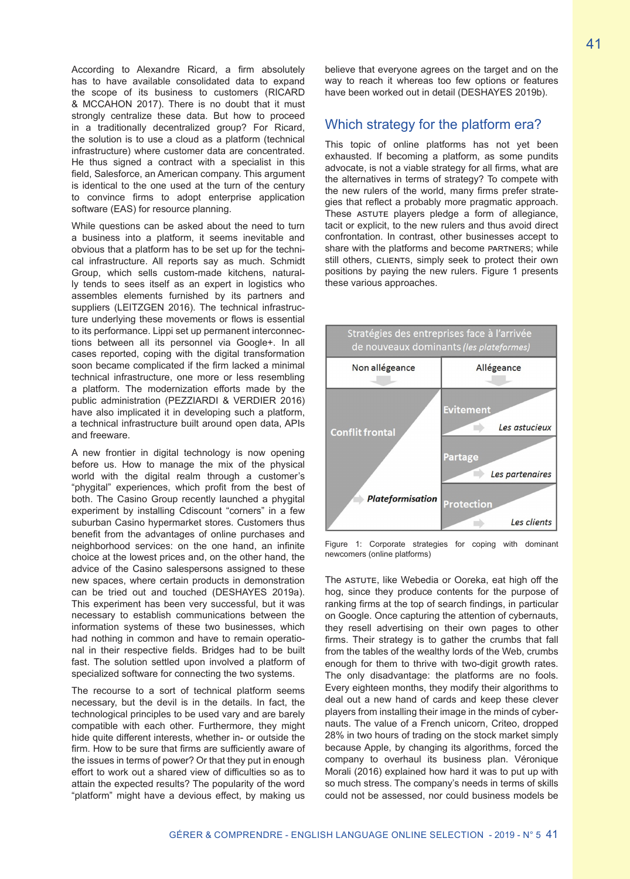According to Alexandre Ricard, a firm absolutely has to have available consolidated data to expand the scope of its business to customers (RICARD & MCCAHON 2017). There is no doubt that it must strongly centralize these data. But how to proceed in a traditionally decentralized group? For Ricard, the solution is to use a cloud as a platform (technical infrastructure) where customer data are concentrated. He thus signed a contract with a specialist in this field, Salesforce, an American company. This argument is identical to the one used at the turn of the century to convince firms to adopt enterprise application software (EAS) for resource planning.

While questions can be asked about the need to turn a business into a platform, it seems inevitable and obvious that a platform has to be set up for the technical infrastructure. All reports say as much. Schmidt Group, which sells custom-made kitchens, naturally tends to sees itself as an expert in logistics who assembles elements furnished by its partners and suppliers (LEITZGEN 2016). The technical infrastructure underlying these movements or flows is essential to its performance. Lippi set up permanent interconnections between all its personnel via Google+. In all cases reported, coping with the digital transformation soon became complicated if the firm lacked a minimal technical infrastructure, one more or less resembling a platform. The modernization efforts made by the public administration (PEZZIARDI & VERDIER 2016) have also implicated it in developing such a platform, a technical infrastructure built around open data, APIs and freeware.

A new frontier in digital technology is now opening before us. How to manage the mix of the physical world with the digital realm through a customer's "phygital" experiences, which profit from the best of both. The Casino Group recently launched a phygital experiment by installing Cdiscount "corners" in a few suburban Casino hypermarket stores. Customers thus benefit from the advantages of online purchases and neighborhood services: on the one hand, an infinite choice at the lowest prices and, on the other hand, the advice of the Casino salespersons assigned to these new spaces, where certain products in demonstration can be tried out and touched (DESHAYES 2019a). This experiment has been very successful, but it was necessary to establish communications between the information systems of these two businesses, which had nothing in common and have to remain operational in their respective fields. Bridges had to be built fast. The solution settled upon involved a platform of specialized software for connecting the two systems.

The recourse to a sort of technical platform seems necessary, but the devil is in the details. In fact, the technological principles to be used vary and are barely compatible with each other. Furthermore, they might hide quite different interests, whether in- or outside the firm. How to be sure that firms are sufficiently aware of the issues in terms of power? Or that they put in enough effort to work out a shared view of difficulties so as to attain the expected results? The popularity of the word "platform" might have a devious effect, by making us believe that everyone agrees on the target and on the way to reach it whereas too few options or features have been worked out in detail (DESHAYES 2019b).

## Which strategy for the platform era?

This topic of online platforms has not yet been exhausted. If becoming a platform, as some pundits advocate, is not a viable strategy for all firms, what are the alternatives in terms of strategy? To compete with the new rulers of the world, many firms prefer strategies that reflect a probably more pragmatic approach. These ASTUTE players pledge a form of allegiance, tacit or explicit, to the new rulers and thus avoid direct confrontation. In contrast, other businesses accept to share with the platforms and become PARTNERS; while still others, CLIENTS, simply seek to protect their own positions by paying the new rulers. Figure 1 presents these various approaches.

**Stratégies des entreprises face à l'arrivée de nouveaux dominants *(les plateformes)***

| Non allégeance | Allégeance |
|---|---|
| Conflit frontal / *Plateformisation* | Evitement → *Les astucieux* |
| | Partage → *Les partenaires* |
| | Protection → *Les clients* |

Figure 1: Corporate strategies for coping with dominant newcomers (online platforms)

The ASTUTE, like Webedia or Ooreka, eat high off the hog, since they produce contents for the purpose of ranking firms at the top of search findings, in particular on Google. Once capturing the attention of cybernauts, they resell advertising on their own pages to other firms. Their strategy is to gather the crumbs that fall from the tables of the wealthy lords of the Web, crumbs enough for them to thrive with two-digit growth rates. The only disadvantage: the platforms are no fools. Every eighteen months, they modify their algorithms to deal out a new hand of cards and keep these clever players from installing their image in the minds of cybernauts. The value of a French unicorn, Criteo, dropped 28% in two hours of trading on the stock market simply because Apple, by changing its algorithms, forced the company to overhaul its business plan. Véronique Morali (2016) explained how hard it was to put up with so much stress. The company's needs in terms of skills could not be assessed, nor could business models be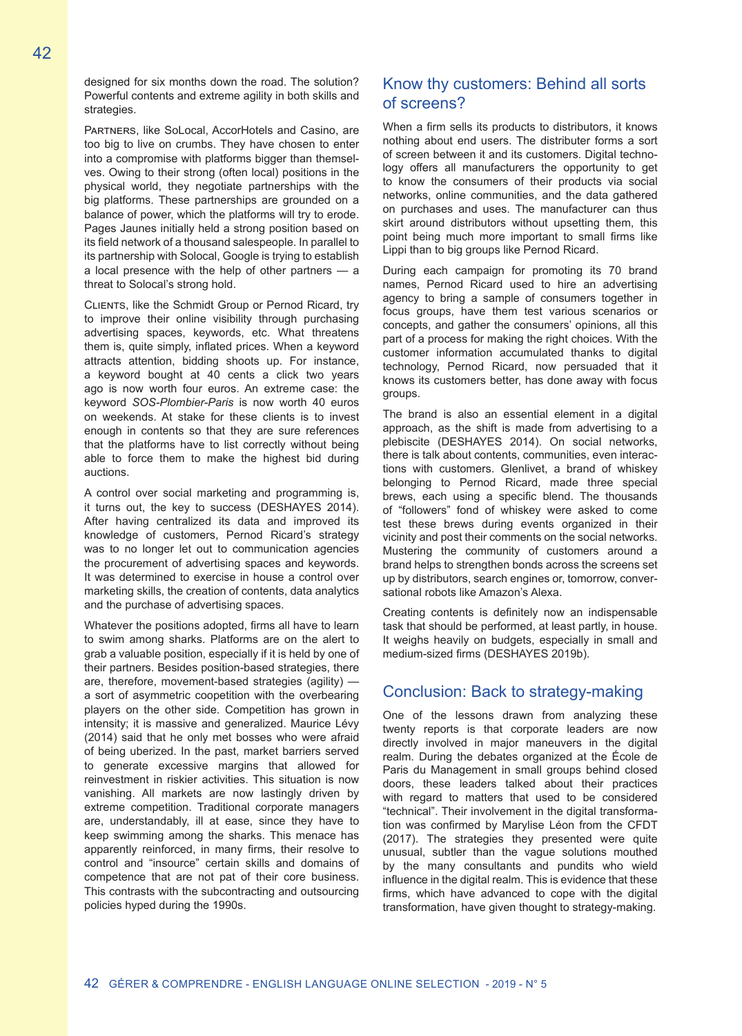designed for six months down the road. The solution? Powerful contents and extreme agility in both skills and strategies.

Partners, like SoLocal, AccorHotels and Casino, are too big to live on crumbs. They have chosen to enter into a compromise with platforms bigger than themselves. Owing to their strong (often local) positions in the physical world, they negotiate partnerships with the big platforms. These partnerships are grounded on a balance of power, which the platforms will try to erode. Pages Jaunes initially held a strong position based on its field network of a thousand salespeople. In parallel to its partnership with Solocal, Google is trying to establish a local presence with the help of other partners — a threat to Solocal's strong hold.

Clients, like the Schmidt Group or Pernod Ricard, try to improve their online visibility through purchasing advertising spaces, keywords, etc. What threatens them is, quite simply, inflated prices. When a keyword attracts attention, bidding shoots up. For instance, a keyword bought at 40 cents a click two years ago is now worth four euros. An extreme case: the keyword *SOS-Plombier-Paris* is now worth 40 euros on weekends. At stake for these clients is to invest enough in contents so that they are sure references that the platforms have to list correctly without being able to force them to make the highest bid during auctions.

A control over social marketing and programming is, it turns out, the key to success (DESHAYES 2014). After having centralized its data and improved its knowledge of customers, Pernod Ricard's strategy was to no longer let out to communication agencies the procurement of advertising spaces and keywords. It was determined to exercise in house a control over marketing skills, the creation of contents, data analytics and the purchase of advertising spaces.

Whatever the positions adopted, firms all have to learn to swim among sharks. Platforms are on the alert to grab a valuable position, especially if it is held by one of their partners. Besides position-based strategies, there are, therefore, movement-based strategies (agility) — a sort of asymmetric coopetition with the overbearing players on the other side. Competition has grown in intensity; it is massive and generalized. Maurice Lévy (2014) said that he only met bosses who were afraid of being uberized. In the past, market barriers served to generate excessive margins that allowed for reinvestment in riskier activities. This situation is now vanishing. All markets are now lastingly driven by extreme competition. Traditional corporate managers are, understandably, ill at ease, since they have to keep swimming among the sharks. This menace has apparently reinforced, in many firms, their resolve to control and "insource" certain skills and domains of competence that are not pat of their core business. This contrasts with the subcontracting and outsourcing policies hyped during the 1990s.

## Know thy customers: Behind all sorts of screens?

When a firm sells its products to distributors, it knows nothing about end users. The distributer forms a sort of screen between it and its customers. Digital technology offers all manufacturers the opportunity to get to know the consumers of their products via social networks, online communities, and the data gathered on purchases and uses. The manufacturer can thus skirt around distributors without upsetting them, this point being much more important to small firms like Lippi than to big groups like Pernod Ricard.

During each campaign for promoting its 70 brand names, Pernod Ricard used to hire an advertising agency to bring a sample of consumers together in focus groups, have them test various scenarios or concepts, and gather the consumers' opinions, all this part of a process for making the right choices. With the customer information accumulated thanks to digital technology, Pernod Ricard, now persuaded that it knows its customers better, has done away with focus groups.

The brand is also an essential element in a digital approach, as the shift is made from advertising to a plebiscite (DESHAYES 2014). On social networks, there is talk about contents, communities, even interactions with customers. Glenlivet, a brand of whiskey belonging to Pernod Ricard, made three special brews, each using a specific blend. The thousands of "followers" fond of whiskey were asked to come test these brews during events organized in their vicinity and post their comments on the social networks. Mustering the community of customers around a brand helps to strengthen bonds across the screens set up by distributors, search engines or, tomorrow, conversational robots like Amazon's Alexa.

Creating contents is definitely now an indispensable task that should be performed, at least partly, in house. It weighs heavily on budgets, especially in small and medium-sized firms (DESHAYES 2019b).

## Conclusion: Back to strategy-making

One of the lessons drawn from analyzing these twenty reports is that corporate leaders are now directly involved in major maneuvers in the digital realm. During the debates organized at the École de Paris du Management in small groups behind closed doors, these leaders talked about their practices with regard to matters that used to be considered "technical". Their involvement in the digital transformation was confirmed by Marylise Léon from the CFDT (2017). The strategies they presented were quite unusual, subtler than the vague solutions mouthed by the many consultants and pundits who wield influence in the digital realm. This is evidence that these firms, which have advanced to cope with the digital transformation, have given thought to strategy-making.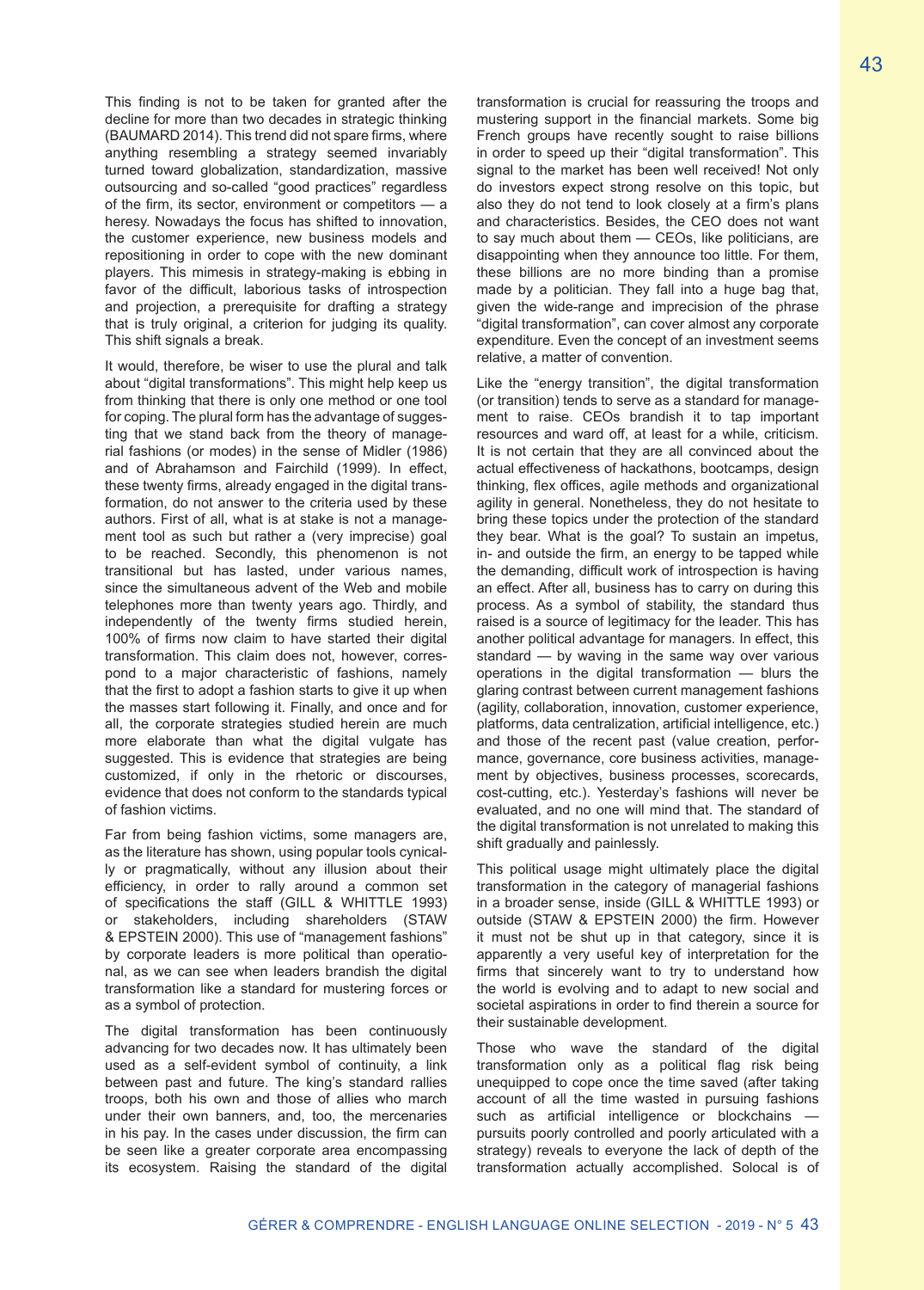This finding is not to be taken for granted after the decline for more than two decades in strategic thinking (BAUMARD 2014). This trend did not spare firms, where anything resembling a strategy seemed invariably turned toward globalization, standardization, massive outsourcing and so-called "good practices" regardless of the firm, its sector, environment or competitors — a heresy. Nowadays the focus has shifted to innovation, the customer experience, new business models and repositioning in order to cope with the new dominant players. This mimesis in strategy-making is ebbing in favor of the difficult, laborious tasks of introspection and projection, a prerequisite for drafting a strategy that is truly original, a criterion for judging its quality. This shift signals a break.

It would, therefore, be wiser to use the plural and talk about "digital transformations". This might help keep us from thinking that there is only one method or one tool for coping. The plural form has the advantage of suggesting that we stand back from the theory of managerial fashions (or modes) in the sense of Midler (1986) and of Abrahamson and Fairchild (1999). In effect, these twenty firms, already engaged in the digital transformation, do not answer to the criteria used by these authors. First of all, what is at stake is not a management tool as such but rather a (very imprecise) goal to be reached. Secondly, this phenomenon is not transitional but has lasted, under various names, since the simultaneous advent of the Web and mobile telephones more than twenty years ago. Thirdly, and independently of the twenty firms studied herein, 100% of firms now claim to have started their digital transformation. This claim does not, however, correspond to a major characteristic of fashions, namely that the first to adopt a fashion starts to give it up when the masses start following it. Finally, and once and for all, the corporate strategies studied herein are much more elaborate than what the digital vulgate has suggested. This is evidence that strategies are being customized, if only in the rhetoric or discourses, evidence that does not conform to the standards typical of fashion victims.

Far from being fashion victims, some managers are, as the literature has shown, using popular tools cynically or pragmatically, without any illusion about their efficiency, in order to rally around a common set of specifications the staff (GILL & WHITTLE 1993) or stakeholders, including shareholders (STAW & EPSTEIN 2000). This use of "management fashions" by corporate leaders is more political than operational, as we can see when leaders brandish the digital transformation like a standard for mustering forces or as a symbol of protection.

The digital transformation has been continuously advancing for two decades now. It has ultimately been used as a self-evident symbol of continuity, a link between past and future. The king's standard rallies troops, both his own and those of allies who march under their own banners, and, too, the mercenaries in his pay. In the cases under discussion, the firm can be seen like a greater corporate area encompassing its ecosystem. Raising the standard of the digital transformation is crucial for reassuring the troops and mustering support in the financial markets. Some big French groups have recently sought to raise billions in order to speed up their "digital transformation". This signal to the market has been well received! Not only do investors expect strong resolve on this topic, but also they do not tend to look closely at a firm's plans and characteristics. Besides, the CEO does not want to say much about them — CEOs, like politicians, are disappointing when they announce too little. For them, these billions are no more binding than a promise made by a politician. They fall into a huge bag that, given the wide-range and imprecision of the phrase "digital transformation", can cover almost any corporate expenditure. Even the concept of an investment seems relative, a matter of convention.

Like the "energy transition", the digital transformation (or transition) tends to serve as a standard for management to raise. CEOs brandish it to tap important resources and ward off, at least for a while, criticism. It is not certain that they are all convinced about the actual effectiveness of hackathons, bootcamps, design thinking, flex offices, agile methods and organizational agility in general. Nonetheless, they do not hesitate to bring these topics under the protection of the standard they bear. What is the goal? To sustain an impetus, in- and outside the firm, an energy to be tapped while the demanding, difficult work of introspection is having an effect. After all, business has to carry on during this process. As a symbol of stability, the standard thus raised is a source of legitimacy for the leader. This has another political advantage for managers. In effect, this standard — by waving in the same way over various operations in the digital transformation — blurs the glaring contrast between current management fashions (agility, collaboration, innovation, customer experience, platforms, data centralization, artificial intelligence, etc.) and those of the recent past (value creation, performance, governance, core business activities, management by objectives, business processes, scorecards, cost-cutting, etc.). Yesterday's fashions will never be evaluated, and no one will mind that. The standard of the digital transformation is not unrelated to making this shift gradually and painlessly.

This political usage might ultimately place the digital transformation in the category of managerial fashions in a broader sense, inside (GILL & WHITTLE 1993) or outside (STAW & EPSTEIN 2000) the firm. However it must not be shut up in that category, since it is apparently a very useful key of interpretation for the firms that sincerely want to try to understand how the world is evolving and to adapt to new social and societal aspirations in order to find therein a source for their sustainable development.

Those who wave the standard of the digital transformation only as a political flag risk being unequipped to cope once the time saved (after taking account of all the time wasted in pursuing fashions such as artificial intelligence or blockchains — pursuits poorly controlled and poorly articulated with a strategy) reveals to everyone the lack of depth of the transformation actually accomplished. Solocal is of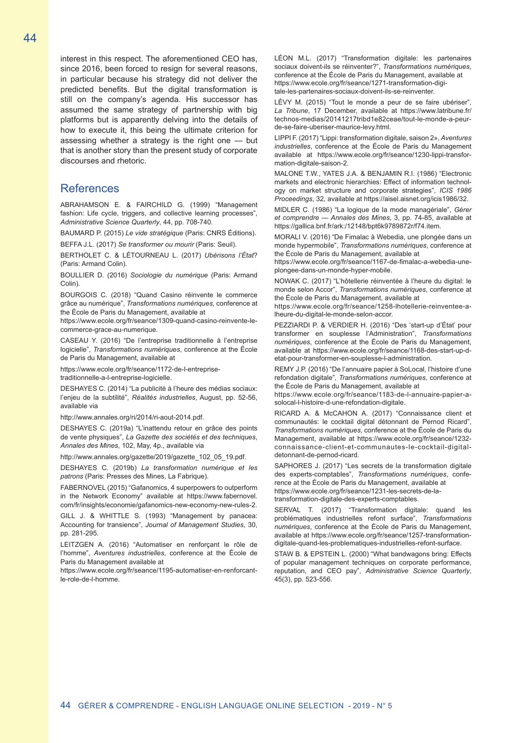interest in this respect. The aforementioned CEO has, since 2016, been forced to resign for several reasons, in particular because his strategy did not deliver the predicted benefits. But the digital transformation is still on the company's agenda. His successor has assumed the same strategy of partnership with big platforms but is apparently delving into the details of how to execute it, this being the ultimate criterion for assessing whether a strategy is the right one — but that is another story than the present study of corporate discourses and rhetoric.

## References

ABRAHAMSON E. & FAIRCHILD G. (1999) "Management fashion: Life cycle, triggers, and collective learning processes", *Administrative Science Quarterly*, 44, pp. 708-740.

BAUMARD P. (2015) *Le vide stratégique* (Paris: CNRS Éditions).

BEFFA J.L. (2017) *Se transformer ou mourir* (Paris: Seuil).

BERTHOLET C. & LÉTOURNEAU L. (2017) *Ubérisons l'État*? (Paris: Armand Colin).

BOULLIER D. (2016) *Sociologie du numérique* (Paris: Armand Colin).

BOURGOIS C. (2018) "Quand Casino réinvente le commerce grâce au numérique", *Transformations numériques*, conference at the École de Paris du Management, available at https://www.ecole.org/fr/seance/1309-quand-casino-reinvente-le-commerce-grace-au-numerique.

CASEAU Y. (2016) "De l'entreprise traditionnelle à l'entreprise logicielle", *Transformations numériques*, conference at the École de Paris du Management, available at https://www.ecole.org/fr/seance/1172-de-l-entreprise-traditionnelle-a-l-entreprise-logicielle.

DESHAYES C. (2014) "La publicité à l'heure des médias sociaux: l'enjeu de la subtilité", *Réalités industrielles*, August, pp. 52-56, available via http://www.annales.org/ri/2014/ri-aout-2014.pdf.

DESHAYES C. (2019a) "L'inattendu retour en grâce des points de vente physiques", *La Gazette des sociétés et des techniques*, *Annales des Mines*, 102, May, 4p., available via http://www.annales.org/gazette/2019/gazette_102_05_19.pdf.

DESHAYES C. (2019b) *La transformation numérique et les patrons* (Paris: Presses des Mines, La Fabrique).

FABERNOVEL (2015) "Gafanomics, 4 superpowers to outperform in the Network Economy" available at https://www.fabernovel.com/fr/insights/economie/gafanomics-new-economy-new-rules-2.

GILL J. & WHITTLE S. (1993) "Management by panacea: Accounting for transience", *Journal of Management Studies*, 30, pp. 281-295.

LEITZGEN A. (2016) "Automatiser en renforçant le rôle de l'homme", *Aventures industrielles*, conference at the École de Paris du Management available at https://www.ecole.org/fr/seance/1195-automatiser-en-renforcant-le-role-de-l-homme.

LÉON M.L. (2017) "Transformation digitale: les partenaires sociaux doivent-ils se réinventer?", *Transformations numériques*, conference at the École de Paris du Management, available at https://www.ecole.org/fr/seance/1271-transformation-digitale-les-partenaires-sociaux-doivent-ils-se-reinventer.

LÉVY M. (2015) "Tout le monde a peur de se faire ubériser", *La Tribune*, 17 December, available at https://www.latribune.fr/technos-medias/20141217tribd1e82ceae/tout-le-monde-a-peur-de-se-faire-uberiser-maurice-levy.html.

LIPPI F. (2017) "Lippi: transformation digitale, saison 2», *Aventures industrielles*, conference at the École de Paris du Management available at https://www.ecole.org/fr/seance/1230-lippi-transformation-digitale-saison-2.

MALONE T.W., YATES J.A. & BENJAMIN R.I. (1986) "Electronic markets and electronic hierarchies: Effect of information technology on market structure and corporate strategies", *ICIS 1986 Proceedings*, 32, available at https://aisel.aisnet.org/icis1986/32.

MIDLER C. (1986) "La logique de la mode managériale", *Gérer et comprendre — Annales des Mines*, 3, pp. 74-85, available at https://gallica.bnf.fr/ark:/12148/bpt6k9789872r/f74.item.

MORALI V. (2016) "De Fimalac à Webedia, une plongée dans un monde hypermobile", *Transformations numériques*, conference at the École de Paris du Management, available at https://www.ecole.org/fr/seance/1167-de-fimalac-a-webedia-une-plongee-dans-un-monde-hyper-mobile.

NOWAK C. (2017) "L'hôtellerie réinventée à l'heure du digital: le monde selon Accor", *Transformations numériques*, conference at the École de Paris du Management, available at https://www.ecole.org/fr/seance/1258-lhotellerie-reinventee-a-lheure-du-digital-le-monde-selon-accor.

PEZZIARDI P. & VERDIER H. (2016) "Des 'start-up d'État' pour transformer en souplesse l'Administration", *Transformations numériques*, conference at the École de Paris du Management, available at https://www.ecole.org/fr/seance/1168-des-start-up-d-etat-pour-transformer-en-souplesse-l-administration.

REMY J.P. (2016) "De l'annuaire papier à SoLocal, l'histoire d'une refondation digitale", *Transformations numériques*, conference at the École de Paris du Management, available at https://www.ecole.org/fr/seance/1183-de-l-annuaire-papier-a-solocal-l-histoire-d-une-refondation-digitale.

RICARD A. & McCAHON A. (2017) "Connaissance client et communautés: le cocktail digital détonnant de Pernod Ricard", *Transformations numériques*, conference at the École de Paris du Management, available at https://www.ecole.org/fr/seance/1232-connaissance-client-et-communautes-le-cocktail-digital-detonnant-de-pernod-ricard.

SAPHORES J. (2017) "Les secrets de la transformation digitale des experts-comptables", *Transformations numériques*, conference at the École de Paris du Management, available at https://www.ecole.org/fr/seance/1231-les-secrets-de-la-transformation-digitale-des-experts-comptables.

SERVAL T. (2017) "Transformation digitale: quand les problématiques industrielles refont surface", *Transformations numériques*, conference at the École de Paris du Management, available at https://www.ecole.org/fr/seance/1257-transformation-digitale-quand-les-problematiques-industrielles-refont-surface.

STAW B. & EPSTEIN L. (2000) "What bandwagons bring: Effects of popular management techniques on corporate performance, reputation, and CEO pay", *Administrative Science Quarterly*, 45(3), pp. 523-556.